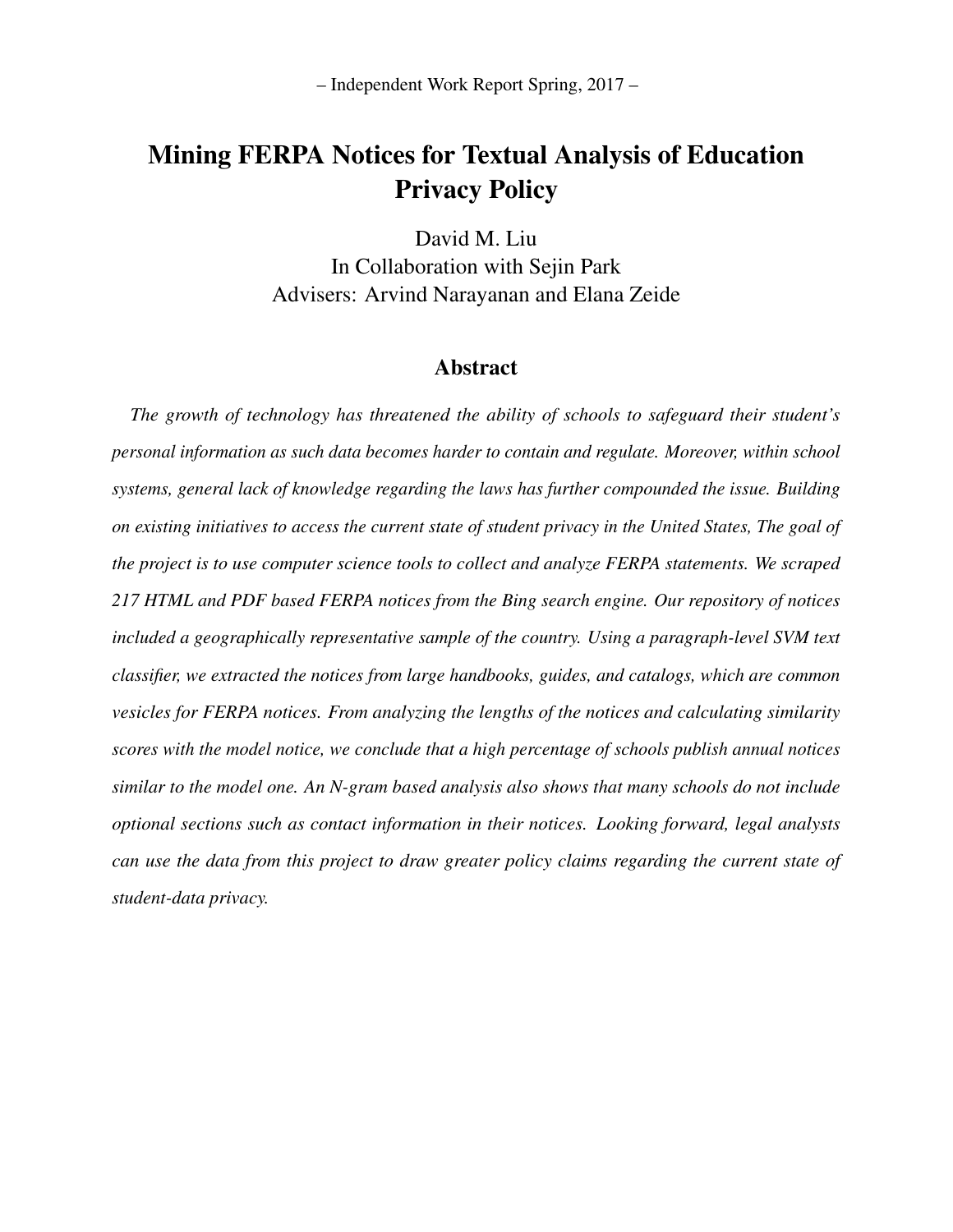– Independent Work Report Spring, 2017 –

# Mining FERPA Notices for Textual Analysis of Education Privacy Policy

David M. Liu
In Collaboration with Sejin Park
Advisers: Arvind Narayanan and Elana Zeide

## Abstract

*The growth of technology has threatened the ability of schools to safeguard their student's personal information as such data becomes harder to contain and regulate. Moreover, within school systems, general lack of knowledge regarding the laws has further compounded the issue. Building on existing initiatives to access the current state of student privacy in the United States, The goal of the project is to use computer science tools to collect and analyze FERPA statements. We scraped 217 HTML and PDF based FERPA notices from the Bing search engine. Our repository of notices included a geographically representative sample of the country. Using a paragraph-level SVM text classifier, we extracted the notices from large handbooks, guides, and catalogs, which are common vesicles for FERPA notices. From analyzing the lengths of the notices and calculating similarity scores with the model notice, we conclude that a high percentage of schools publish annual notices similar to the model one. An N-gram based analysis also shows that many schools do not include optional sections such as contact information in their notices. Looking forward, legal analysts can use the data from this project to draw greater policy claims regarding the current state of student-data privacy.*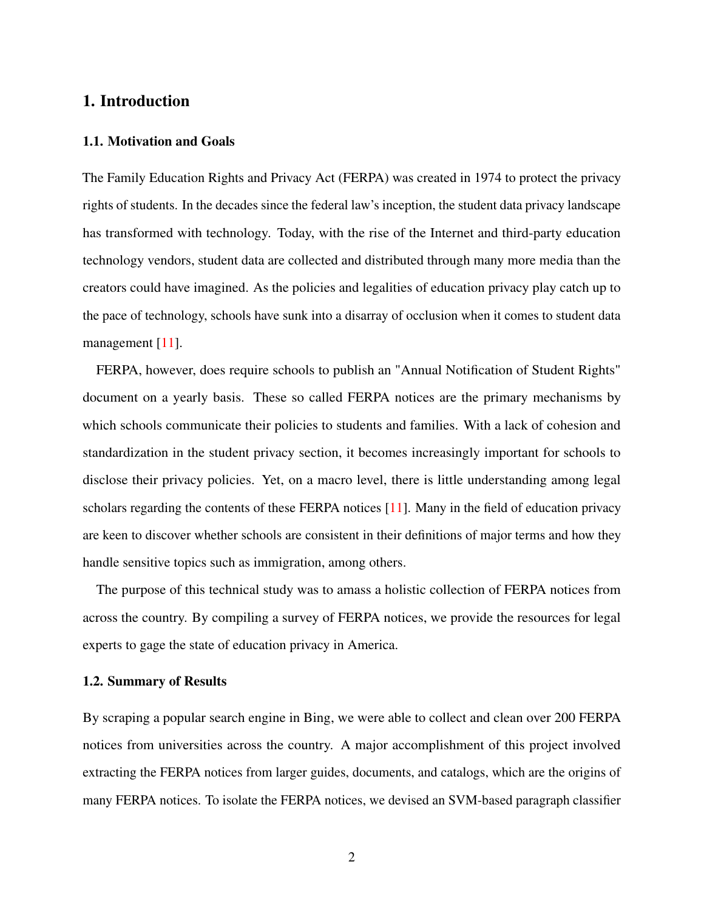# 1. Introduction

## 1.1. Motivation and Goals

The Family Education Rights and Privacy Act (FERPA) was created in 1974 to protect the privacy rights of students. In the decades since the federal law's inception, the student data privacy landscape has transformed with technology. Today, with the rise of the Internet and third-party education technology vendors, student data are collected and distributed through many more media than the creators could have imagined. As the policies and legalities of education privacy play catch up to the pace of technology, schools have sunk into a disarray of occlusion when it comes to student data management [11].

FERPA, however, does require schools to publish an "Annual Notification of Student Rights" document on a yearly basis. These so called FERPA notices are the primary mechanisms by which schools communicate their policies to students and families. With a lack of cohesion and standardization in the student privacy section, it becomes increasingly important for schools to disclose their privacy policies. Yet, on a macro level, there is little understanding among legal scholars regarding the contents of these FERPA notices [11]. Many in the field of education privacy are keen to discover whether schools are consistent in their definitions of major terms and how they handle sensitive topics such as immigration, among others.

The purpose of this technical study was to amass a holistic collection of FERPA notices from across the country. By compiling a survey of FERPA notices, we provide the resources for legal experts to gage the state of education privacy in America.

## 1.2. Summary of Results

By scraping a popular search engine in Bing, we were able to collect and clean over 200 FERPA notices from universities across the country. A major accomplishment of this project involved extracting the FERPA notices from larger guides, documents, and catalogs, which are the origins of many FERPA notices. To isolate the FERPA notices, we devised an SVM-based paragraph classifier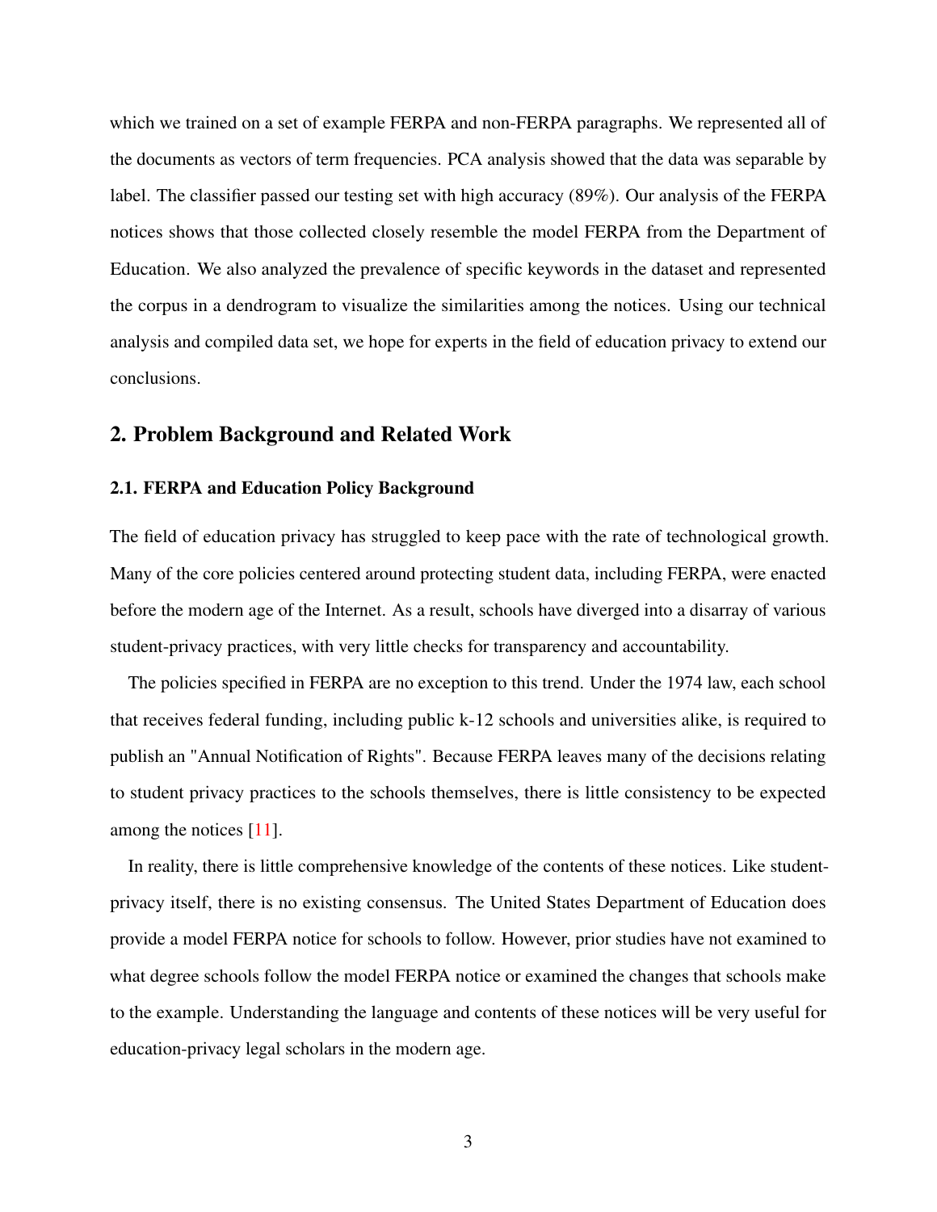which we trained on a set of example FERPA and non-FERPA paragraphs. We represented all of the documents as vectors of term frequencies. PCA analysis showed that the data was separable by label. The classifier passed our testing set with high accuracy (89%). Our analysis of the FERPA notices shows that those collected closely resemble the model FERPA from the Department of Education. We also analyzed the prevalence of specific keywords in the dataset and represented the corpus in a dendrogram to visualize the similarities among the notices. Using our technical analysis and compiled data set, we hope for experts in the field of education privacy to extend our conclusions.

## 2. Problem Background and Related Work

### 2.1. FERPA and Education Policy Background

The field of education privacy has struggled to keep pace with the rate of technological growth. Many of the core policies centered around protecting student data, including FERPA, were enacted before the modern age of the Internet. As a result, schools have diverged into a disarray of various student-privacy practices, with very little checks for transparency and accountability.

The policies specified in FERPA are no exception to this trend. Under the 1974 law, each school that receives federal funding, including public k-12 schools and universities alike, is required to publish an "Annual Notification of Rights". Because FERPA leaves many of the decisions relating to student privacy practices to the schools themselves, there is little consistency to be expected among the notices [11].

In reality, there is little comprehensive knowledge of the contents of these notices. Like student-privacy itself, there is no existing consensus. The United States Department of Education does provide a model FERPA notice for schools to follow. However, prior studies have not examined to what degree schools follow the model FERPA notice or examined the changes that schools make to the example. Understanding the language and contents of these notices will be very useful for education-privacy legal scholars in the modern age.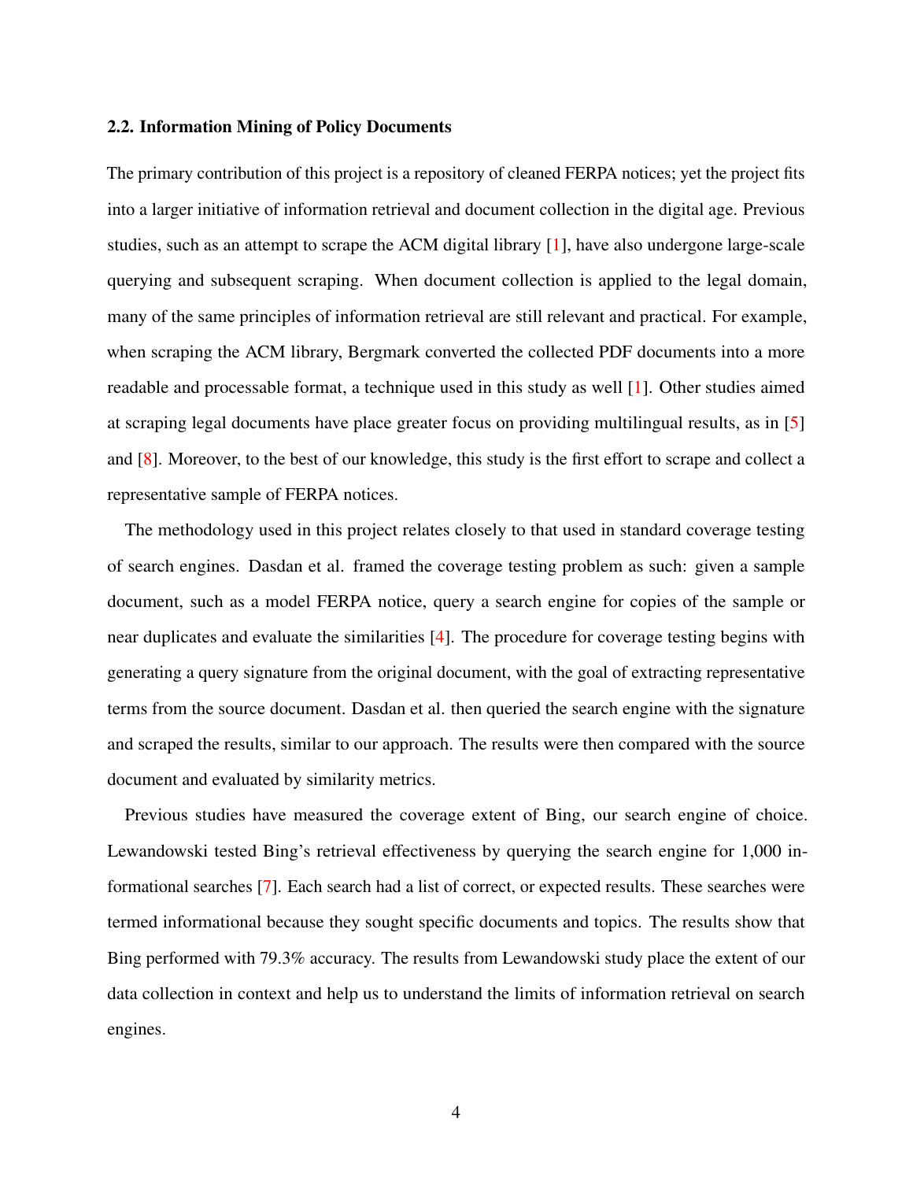### 2.2. Information Mining of Policy Documents

The primary contribution of this project is a repository of cleaned FERPA notices; yet the project fits into a larger initiative of information retrieval and document collection in the digital age. Previous studies, such as an attempt to scrape the ACM digital library [1], have also undergone large-scale querying and subsequent scraping. When document collection is applied to the legal domain, many of the same principles of information retrieval are still relevant and practical. For example, when scraping the ACM library, Bergmark converted the collected PDF documents into a more readable and processable format, a technique used in this study as well [1]. Other studies aimed at scraping legal documents have place greater focus on providing multilingual results, as in [5] and [8]. Moreover, to the best of our knowledge, this study is the first effort to scrape and collect a representative sample of FERPA notices.

The methodology used in this project relates closely to that used in standard coverage testing of search engines. Dasdan et al. framed the coverage testing problem as such: given a sample document, such as a model FERPA notice, query a search engine for copies of the sample or near duplicates and evaluate the similarities [4]. The procedure for coverage testing begins with generating a query signature from the original document, with the goal of extracting representative terms from the source document. Dasdan et al. then queried the search engine with the signature and scraped the results, similar to our approach. The results were then compared with the source document and evaluated by similarity metrics.

Previous studies have measured the coverage extent of Bing, our search engine of choice. Lewandowski tested Bing's retrieval effectiveness by querying the search engine for 1,000 informational searches [7]. Each search had a list of correct, or expected results. These searches were termed informational because they sought specific documents and topics. The results show that Bing performed with 79.3% accuracy. The results from Lewandowski study place the extent of our data collection in context and help us to understand the limits of information retrieval on search engines.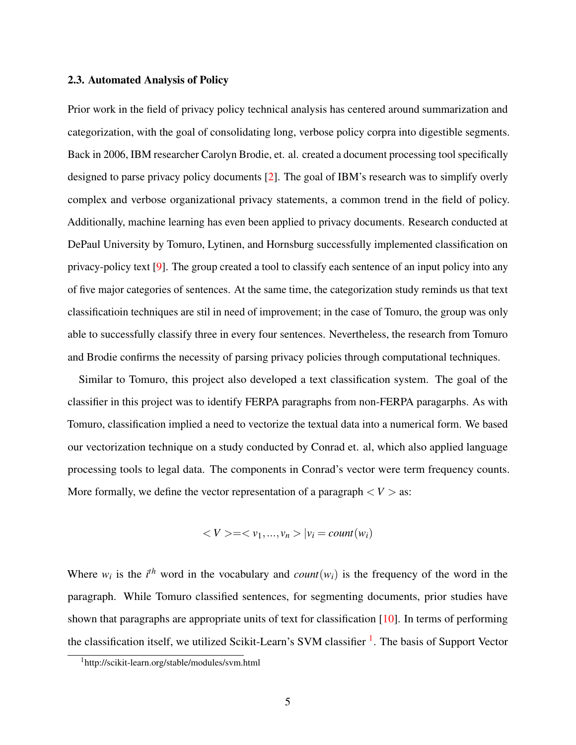### 2.3. Automated Analysis of Policy

Prior work in the field of privacy policy technical analysis has centered around summarization and categorization, with the goal of consolidating long, verbose policy corpra into digestible segments. Back in 2006, IBM researcher Carolyn Brodie, et. al. created a document processing tool specifically designed to parse privacy policy documents [2]. The goal of IBM's research was to simplify overly complex and verbose organizational privacy statements, a common trend in the field of policy. Additionally, machine learning has even been applied to privacy documents. Research conducted at DePaul University by Tomuro, Lytinen, and Hornsburg successfully implemented classification on privacy-policy text [9]. The group created a tool to classify each sentence of an input policy into any of five major categories of sentences. At the same time, the categorization study reminds us that text classificatioin techniques are stil in need of improvement; in the case of Tomuro, the group was only able to successfully classify three in every four sentences. Nevertheless, the research from Tomuro and Brodie confirms the necessity of parsing privacy policies through computational techniques.

Similar to Tomuro, this project also developed a text classification system. The goal of the classifier in this project was to identify FERPA paragraphs from non-FERPA paragarphs. As with Tomuro, classification implied a need to vectorize the textual data into a numerical form. We based our vectorization technique on a study conducted by Conrad et. al, which also applied language processing tools to legal data. The components in Conrad's vector were term frequency counts. More formally, we define the vector representation of a paragraph $<V>$ as:

$$<V> = <v_1, ..., v_n> | v_i = count(w_i)$$

Where $w_i$ is the $i^{th}$ word in the vocabulary and $count(w_i)$ is the frequency of the word in the paragraph. While Tomuro classified sentences, for segmenting documents, prior studies have shown that paragraphs are appropriate units of text for classification [10]. In terms of performing the classification itself, we utilized Scikit-Learn's SVM classifier [1]. The basis of Support Vector

[1] http://scikit-learn.org/stable/modules/svm.html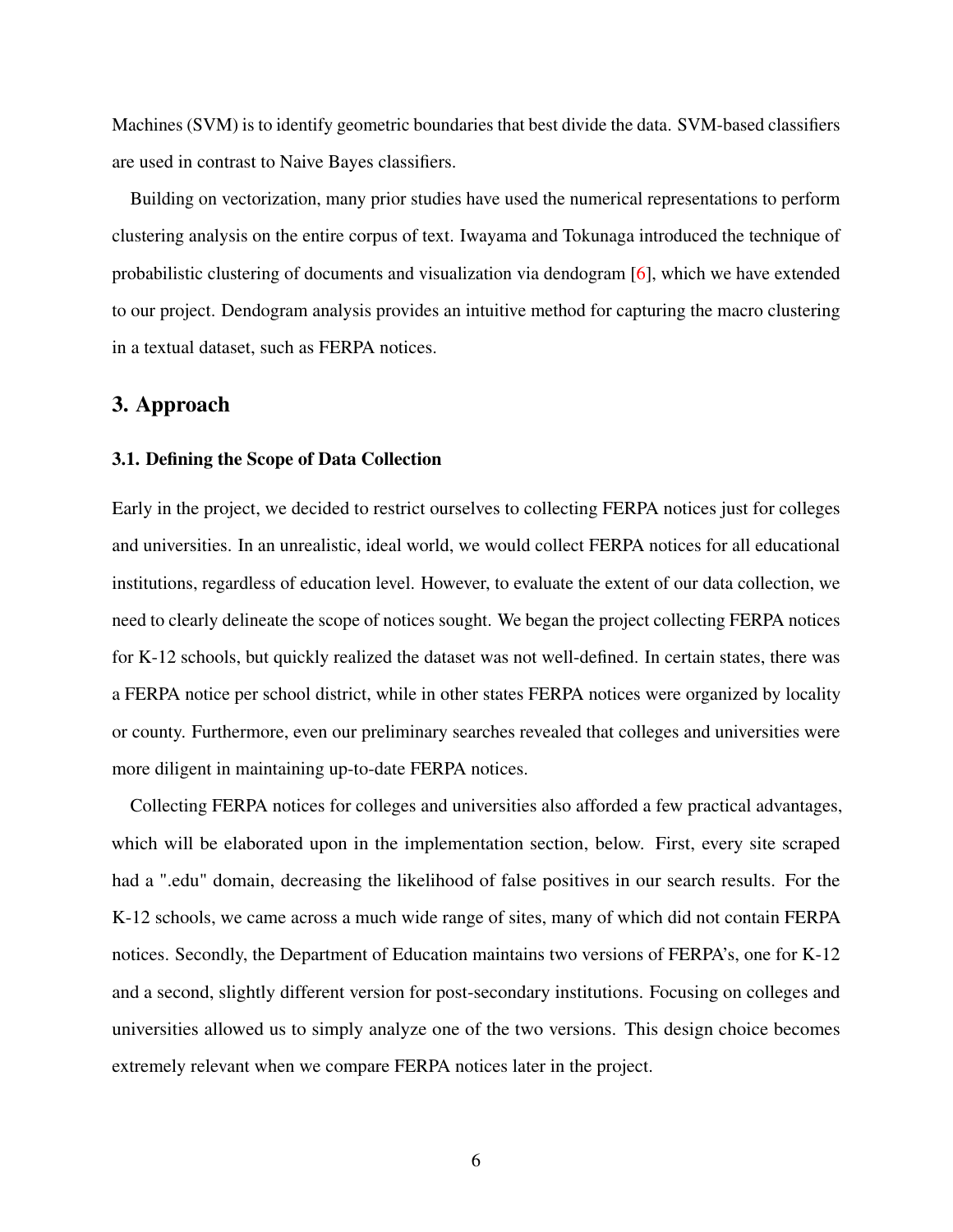Machines (SVM) is to identify geometric boundaries that best divide the data. SVM-based classifiers are used in contrast to Naive Bayes classifiers.

Building on vectorization, many prior studies have used the numerical representations to perform clustering analysis on the entire corpus of text. Iwayama and Tokunaga introduced the technique of probabilistic clustering of documents and visualization via dendogram [6], which we have extended to our project. Dendogram analysis provides an intuitive method for capturing the macro clustering in a textual dataset, such as FERPA notices.

## 3. Approach

### 3.1. Defining the Scope of Data Collection

Early in the project, we decided to restrict ourselves to collecting FERPA notices just for colleges and universities. In an unrealistic, ideal world, we would collect FERPA notices for all educational institutions, regardless of education level. However, to evaluate the extent of our data collection, we need to clearly delineate the scope of notices sought. We began the project collecting FERPA notices for K-12 schools, but quickly realized the dataset was not well-defined. In certain states, there was a FERPA notice per school district, while in other states FERPA notices were organized by locality or county. Furthermore, even our preliminary searches revealed that colleges and universities were more diligent in maintaining up-to-date FERPA notices.

Collecting FERPA notices for colleges and universities also afforded a few practical advantages, which will be elaborated upon in the implementation section, below. First, every site scraped had a ".edu" domain, decreasing the likelihood of false positives in our search results. For the K-12 schools, we came across a much wide range of sites, many of which did not contain FERPA notices. Secondly, the Department of Education maintains two versions of FERPA's, one for K-12 and a second, slightly different version for post-secondary institutions. Focusing on colleges and universities allowed us to simply analyze one of the two versions. This design choice becomes extremely relevant when we compare FERPA notices later in the project.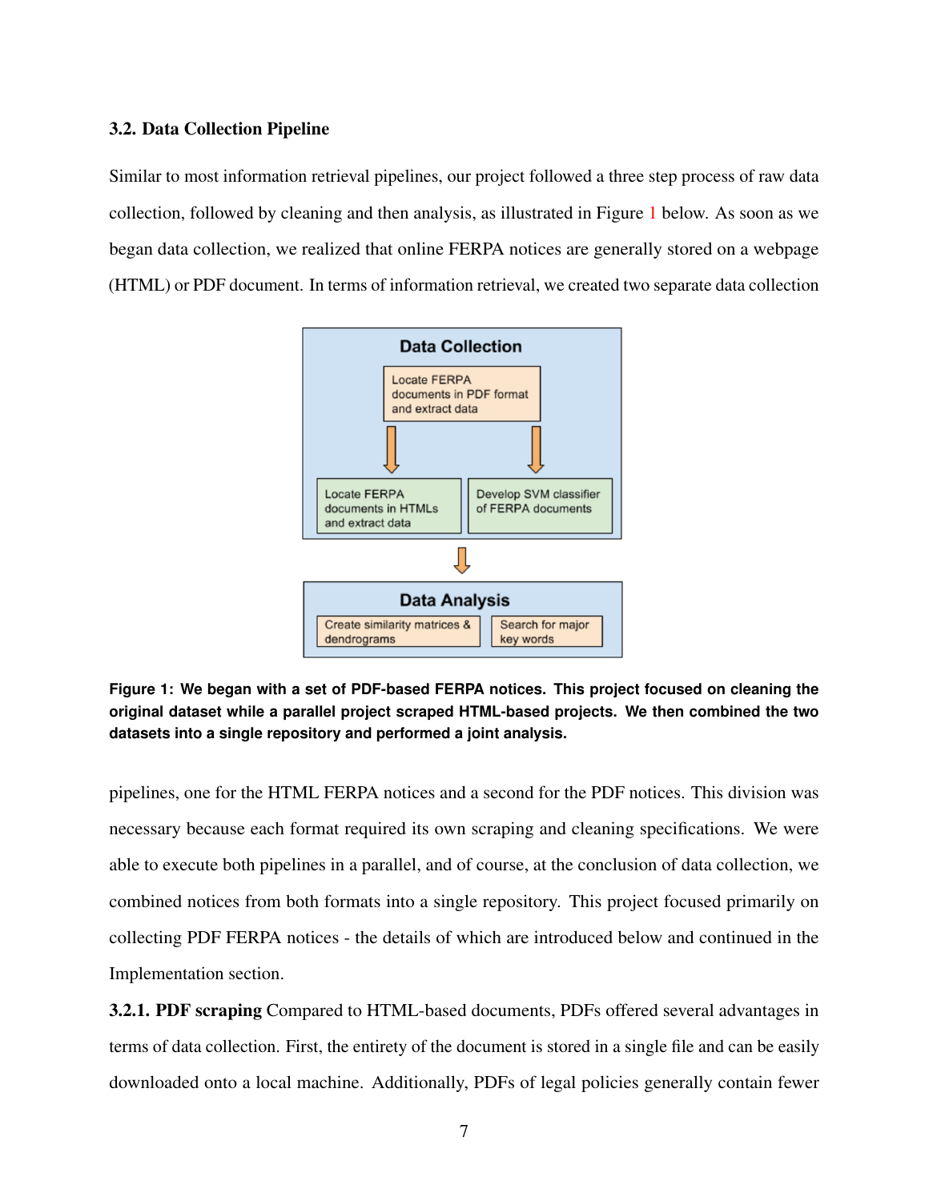### 3.2. Data Collection Pipeline

Similar to most information retrieval pipelines, our project followed a three step process of raw data collection, followed by cleaning and then analysis, as illustrated in Figure 1 below. As soon as we began data collection, we realized that online FERPA notices are generally stored on a webpage (HTML) or PDF document. In terms of information retrieval, we created two separate data collection pipelines, one for the HTML FERPA notices and a second for the PDF notices. This division was necessary because each format required its own scraping and cleaning specifications. We were able to execute both pipelines in a parallel, and of course, at the conclusion of data collection, we combined notices from both formats into a single repository. This project focused primarily on collecting PDF FERPA notices - the details of which are introduced below and continued in the Implementation section.

**Figure 1: We began with a set of PDF-based FERPA notices. This project focused on cleaning the original dataset while a parallel project scraped HTML-based projects. We then combined the two datasets into a single repository and performed a joint analysis.**

**3.2.1. PDF scraping** Compared to HTML-based documents, PDFs offered several advantages in terms of data collection. First, the entirety of the document is stored in a single file and can be easily downloaded onto a local machine. Additionally, PDFs of legal policies generally contain fewer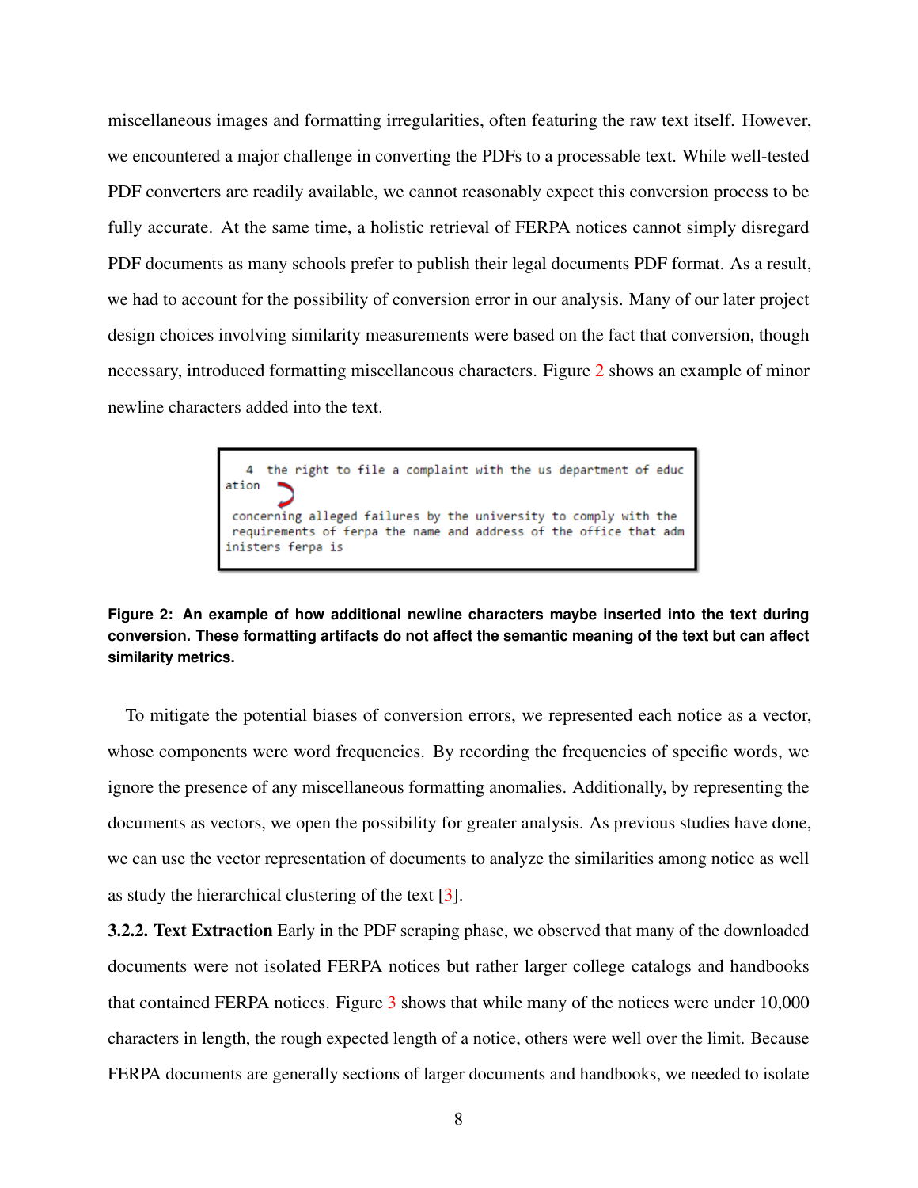miscellaneous images and formatting irregularities, often featuring the raw text itself. However, we encountered a major challenge in converting the PDFs to a processable text. While well-tested PDF converters are readily available, we cannot reasonably expect this conversion process to be fully accurate. At the same time, a holistic retrieval of FERPA notices cannot simply disregard PDF documents as many schools prefer to publish their legal documents PDF format. As a result, we had to account for the possibility of conversion error in our analysis. Many of our later project design choices involving similarity measurements were based on the fact that conversion, though necessary, introduced formatting miscellaneous characters. Figure 2 shows an example of minor newline characters added into the text.

```
  4  the right to file a complaint with the us department of educ
ation

 concerning alleged failures by the university to comply with the
 requirements of ferpa the name and address of the office that adm
inisters ferpa is
```

**Figure 2: An example of how additional newline characters maybe inserted into the text during conversion. These formatting artifacts do not affect the semantic meaning of the text but can affect similarity metrics.**

To mitigate the potential biases of conversion errors, we represented each notice as a vector, whose components were word frequencies. By recording the frequencies of specific words, we ignore the presence of any miscellaneous formatting anomalies. Additionally, by representing the documents as vectors, we open the possibility for greater analysis. As previous studies have done, we can use the vector representation of documents to analyze the similarities among notice as well as study the hierarchical clustering of the text [3].

**3.2.2. Text Extraction** Early in the PDF scraping phase, we observed that many of the downloaded documents were not isolated FERPA notices but rather larger college catalogs and handbooks that contained FERPA notices. Figure 3 shows that while many of the notices were under 10,000 characters in length, the rough expected length of a notice, others were well over the limit. Because FERPA documents are generally sections of larger documents and handbooks, we needed to isolate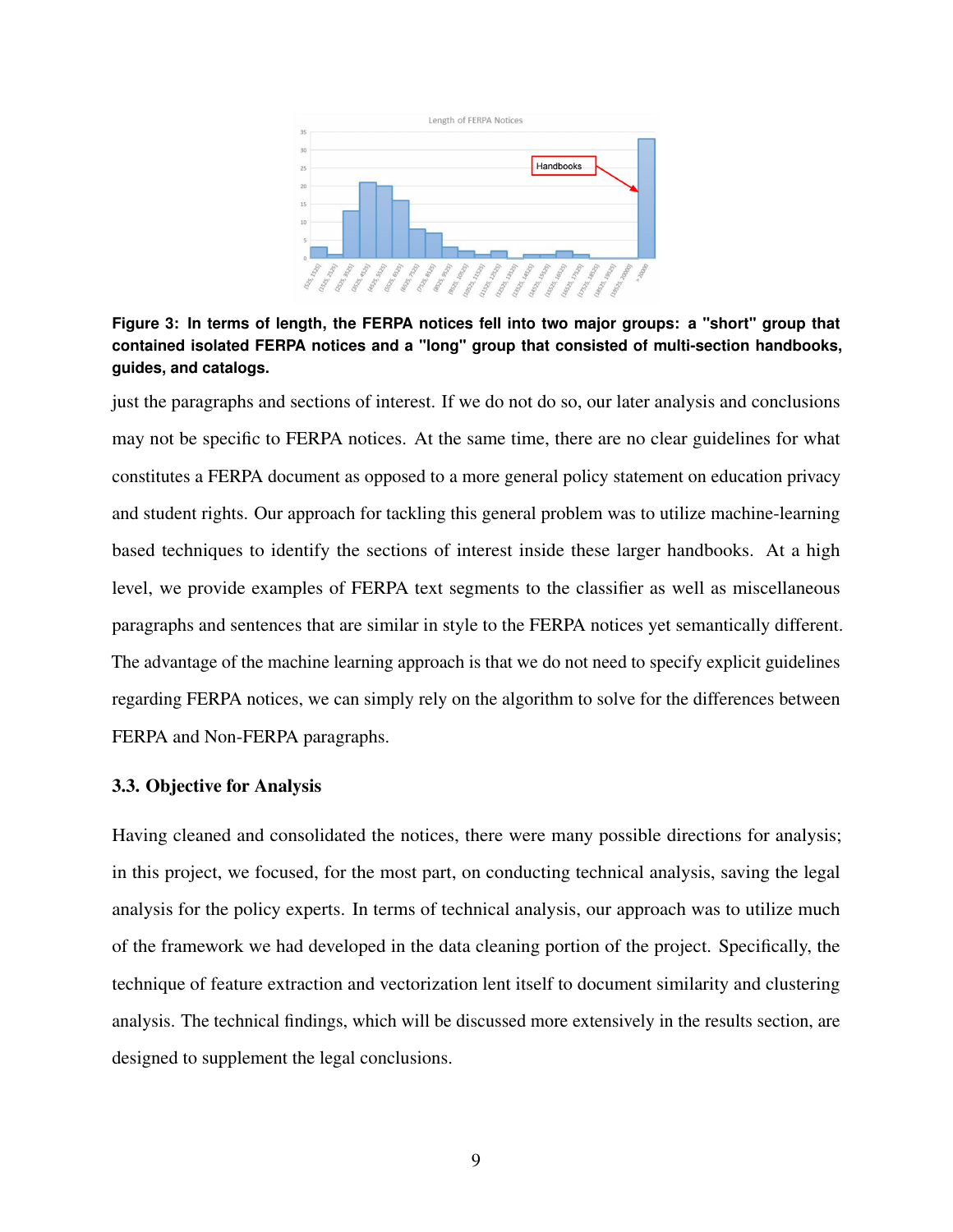**Figure 3: In terms of length, the FERPA notices fell into two major groups: a "short" group that contained isolated FERPA notices and a "long" group that consisted of multi-section handbooks, guides, and catalogs.**

just the paragraphs and sections of interest. If we do not do so, our later analysis and conclusions may not be specific to FERPA notices. At the same time, there are no clear guidelines for what constitutes a FERPA document as opposed to a more general policy statement on education privacy and student rights. Our approach for tackling this general problem was to utilize machine-learning based techniques to identify the sections of interest inside these larger handbooks. At a high level, we provide examples of FERPA text segments to the classifier as well as miscellaneous paragraphs and sentences that are similar in style to the FERPA notices yet semantically different. The advantage of the machine learning approach is that we do not need to specify explicit guidelines regarding FERPA notices, we can simply rely on the algorithm to solve for the differences between FERPA and Non-FERPA paragraphs.

### 3.3. Objective for Analysis

Having cleaned and consolidated the notices, there were many possible directions for analysis; in this project, we focused, for the most part, on conducting technical analysis, saving the legal analysis for the policy experts. In terms of technical analysis, our approach was to utilize much of the framework we had developed in the data cleaning portion of the project. Specifically, the technique of feature extraction and vectorization lent itself to document similarity and clustering analysis. The technical findings, which will be discussed more extensively in the results section, are designed to supplement the legal conclusions.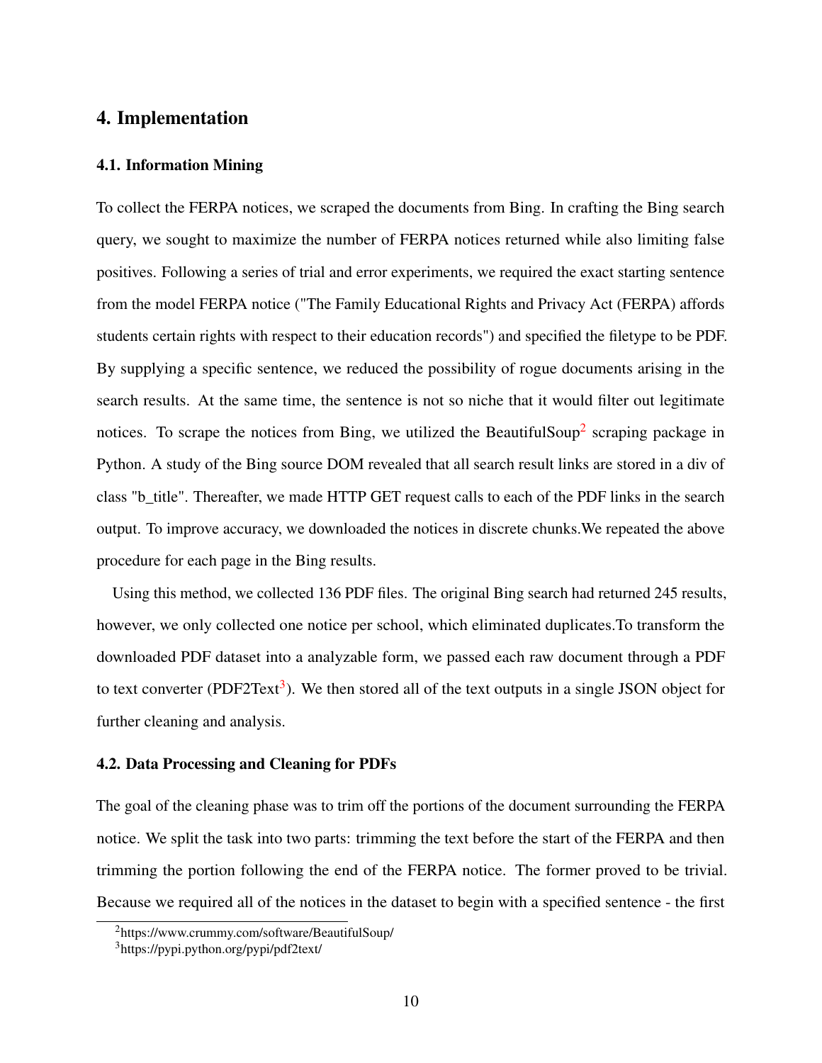## 4. Implementation

### 4.1. Information Mining

To collect the FERPA notices, we scraped the documents from Bing. In crafting the Bing search query, we sought to maximize the number of FERPA notices returned while also limiting false positives. Following a series of trial and error experiments, we required the exact starting sentence from the model FERPA notice ("The Family Educational Rights and Privacy Act (FERPA) affords students certain rights with respect to their education records") and specified the filetype to be PDF. By supplying a specific sentence, we reduced the possibility of rogue documents arising in the search results. At the same time, the sentence is not so niche that it would filter out legitimate notices. To scrape the notices from Bing, we utilized the BeautifulSoup[2] scraping package in Python. A study of the Bing source DOM revealed that all search result links are stored in a div of class "b_title". Thereafter, we made HTTP GET request calls to each of the PDF links in the search output. To improve accuracy, we downloaded the notices in discrete chunks.We repeated the above procedure for each page in the Bing results.

Using this method, we collected 136 PDF files. The original Bing search had returned 245 results, however, we only collected one notice per school, which eliminated duplicates.To transform the downloaded PDF dataset into a analyzable form, we passed each raw document through a PDF to text converter (PDF2Text[3]). We then stored all of the text outputs in a single JSON object for further cleaning and analysis.

### 4.2. Data Processing and Cleaning for PDFs

The goal of the cleaning phase was to trim off the portions of the document surrounding the FERPA notice. We split the task into two parts: trimming the text before the start of the FERPA and then trimming the portion following the end of the FERPA notice. The former proved to be trivial. Because we required all of the notices in the dataset to begin with a specified sentence - the first

[2]https://www.crummy.com/software/BeautifulSoup/

[3]https://pypi.python.org/pypi/pdf2text/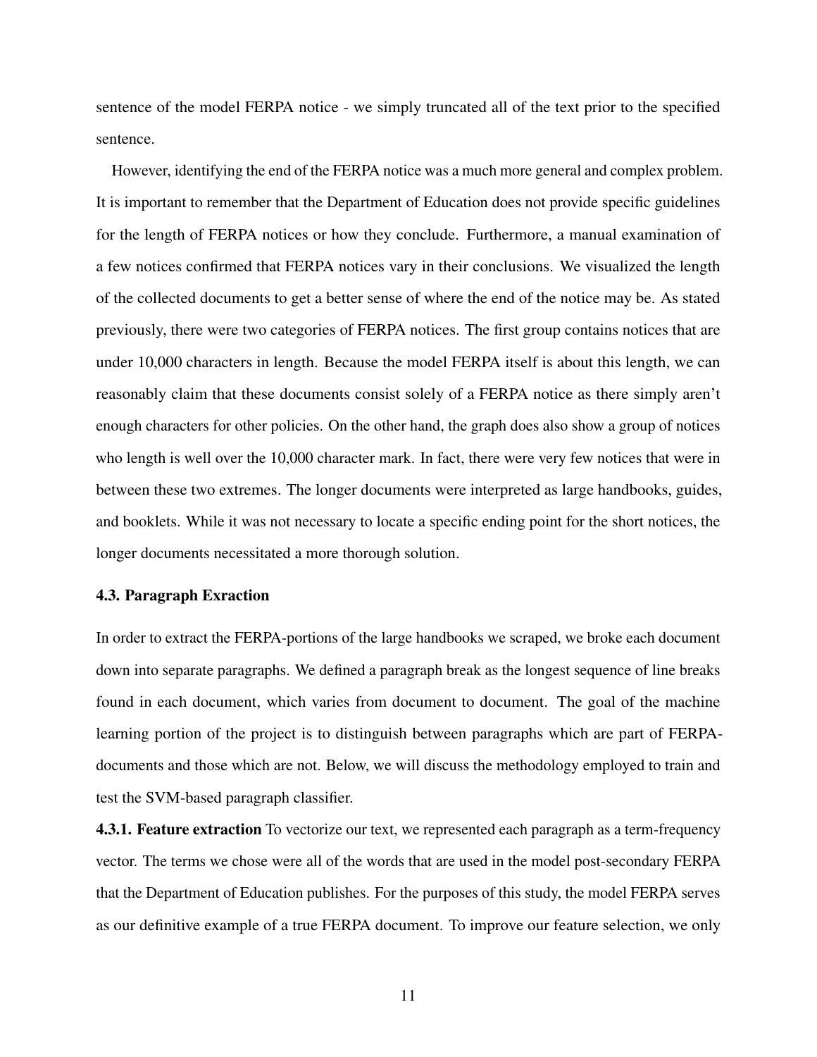sentence of the model FERPA notice - we simply truncated all of the text prior to the specified sentence.

However, identifying the end of the FERPA notice was a much more general and complex problem. It is important to remember that the Department of Education does not provide specific guidelines for the length of FERPA notices or how they conclude. Furthermore, a manual examination of a few notices confirmed that FERPA notices vary in their conclusions. We visualized the length of the collected documents to get a better sense of where the end of the notice may be. As stated previously, there were two categories of FERPA notices. The first group contains notices that are under 10,000 characters in length. Because the model FERPA itself is about this length, we can reasonably claim that these documents consist solely of a FERPA notice as there simply aren't enough characters for other policies. On the other hand, the graph does also show a group of notices who length is well over the 10,000 character mark. In fact, there were very few notices that were in between these two extremes. The longer documents were interpreted as large handbooks, guides, and booklets. While it was not necessary to locate a specific ending point for the short notices, the longer documents necessitated a more thorough solution.

### 4.3. Paragraph Exraction

In order to extract the FERPA-portions of the large handbooks we scraped, we broke each document down into separate paragraphs. We defined a paragraph break as the longest sequence of line breaks found in each document, which varies from document to document. The goal of the machine learning portion of the project is to distinguish between paragraphs which are part of FERPA-documents and those which are not. Below, we will discuss the methodology employed to train and test the SVM-based paragraph classifier.

**4.3.1. Feature extraction** To vectorize our text, we represented each paragraph as a term-frequency vector. The terms we chose were all of the words that are used in the model post-secondary FERPA that the Department of Education publishes. For the purposes of this study, the model FERPA serves as our definitive example of a true FERPA document. To improve our feature selection, we only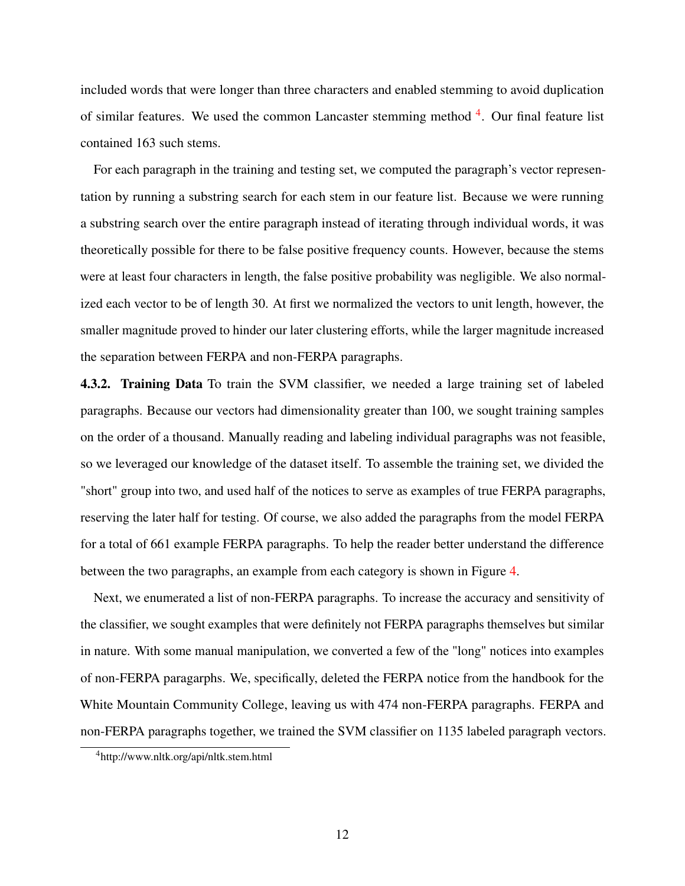included words that were longer than three characters and enabled stemming to avoid duplication of similar features. We used the common Lancaster stemming method [4]. Our final feature list contained 163 such stems.

For each paragraph in the training and testing set, we computed the paragraph's vector representation by running a substring search for each stem in our feature list. Because we were running a substring search over the entire paragraph instead of iterating through individual words, it was theoretically possible for there to be false positive frequency counts. However, because the stems were at least four characters in length, the false positive probability was negligible. We also normalized each vector to be of length 30. At first we normalized the vectors to unit length, however, the smaller magnitude proved to hinder our later clustering efforts, while the larger magnitude increased the separation between FERPA and non-FERPA paragraphs.

**4.3.2. Training Data** To train the SVM classifier, we needed a large training set of labeled paragraphs. Because our vectors had dimensionality greater than 100, we sought training samples on the order of a thousand. Manually reading and labeling individual paragraphs was not feasible, so we leveraged our knowledge of the dataset itself. To assemble the training set, we divided the "short" group into two, and used half of the notices to serve as examples of true FERPA paragraphs, reserving the later half for testing. Of course, we also added the paragraphs from the model FERPA for a total of 661 example FERPA paragraphs. To help the reader better understand the difference between the two paragraphs, an example from each category is shown in Figure 4.

Next, we enumerated a list of non-FERPA paragraphs. To increase the accuracy and sensitivity of the classifier, we sought examples that were definitely not FERPA paragraphs themselves but similar in nature. With some manual manipulation, we converted a few of the "long" notices into examples of non-FERPA paragarphs. We, specifically, deleted the FERPA notice from the handbook for the White Mountain Community College, leaving us with 474 non-FERPA paragraphs. FERPA and non-FERPA paragraphs together, we trained the SVM classifier on 1135 labeled paragraph vectors.

[4] http://www.nltk.org/api/nltk.stem.html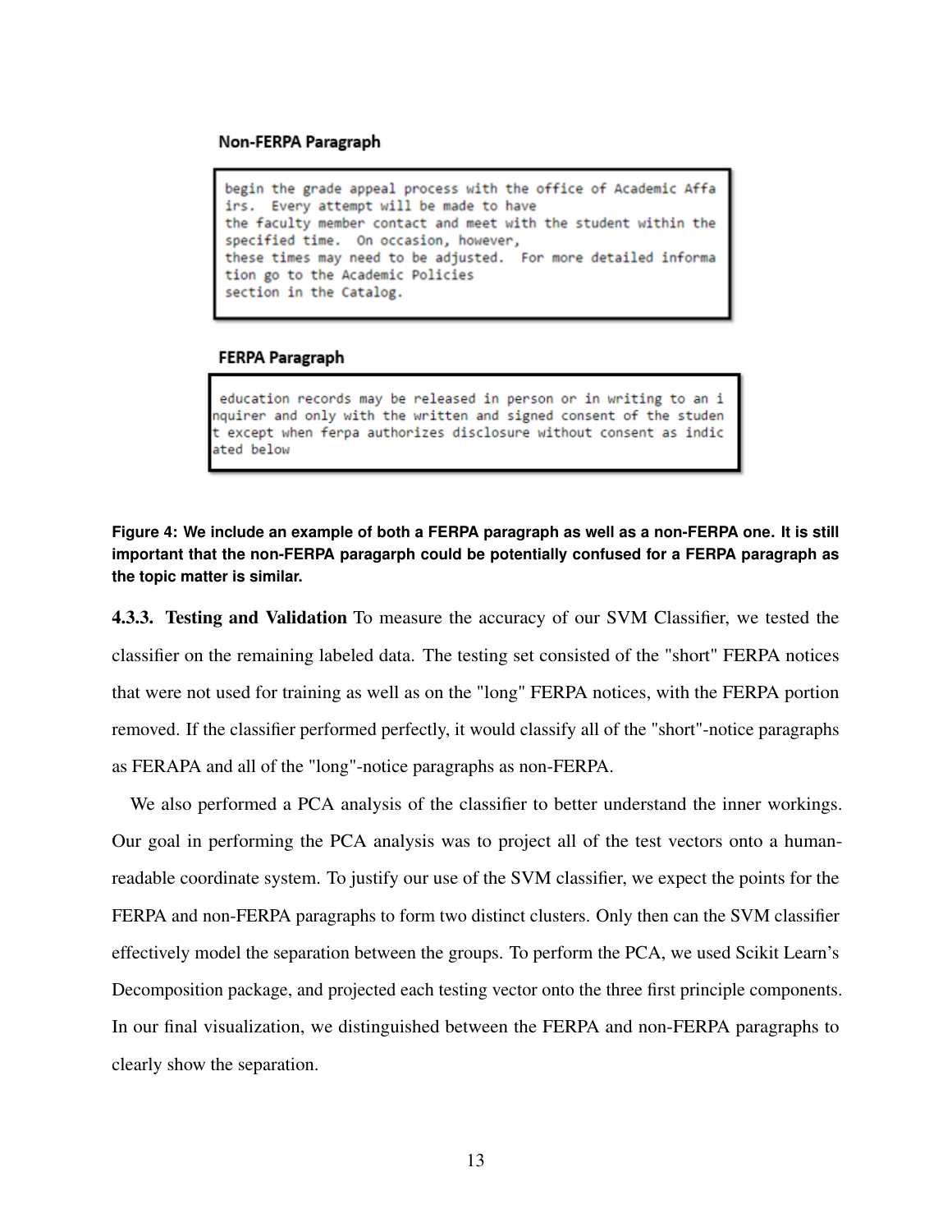**Non-FERPA Paragraph**

```
begin the grade appeal process with the office of Academic Affa
irs.  Every attempt will be made to have
the faculty member contact and meet with the student within the
specified time.  On occasion, however,
these times may need to be adjusted.  For more detailed informa
tion go to the Academic Policies
section in the Catalog.
```

**FERPA Paragraph**

```
 education records may be released in person or in writing to an i
nquirer and only with the written and signed consent of the studen
t except when ferpa authorizes disclosure without consent as indic
ated below
```

**Figure 4: We include an example of both a FERPA paragraph as well as a non-FERPA one. It is still important that the non-FERPA paragarph could be potentially confused for a FERPA paragraph as the topic matter is similar.**

**4.3.3. Testing and Validation** To measure the accuracy of our SVM Classifier, we tested the classifier on the remaining labeled data. The testing set consisted of the "short" FERPA notices that were not used for training as well as on the "long" FERPA notices, with the FERPA portion removed. If the classifier performed perfectly, it would classify all of the "short"-notice paragraphs as FERAPA and all of the "long"-notice paragraphs as non-FERPA.

We also performed a PCA analysis of the classifier to better understand the inner workings. Our goal in performing the PCA analysis was to project all of the test vectors onto a human-readable coordinate system. To justify our use of the SVM classifier, we expect the points for the FERPA and non-FERPA paragraphs to form two distinct clusters. Only then can the SVM classifier effectively model the separation between the groups. To perform the PCA, we used Scikit Learn's Decomposition package, and projected each testing vector onto the three first principle components. In our final visualization, we distinguished between the FERPA and non-FERPA paragraphs to clearly show the separation.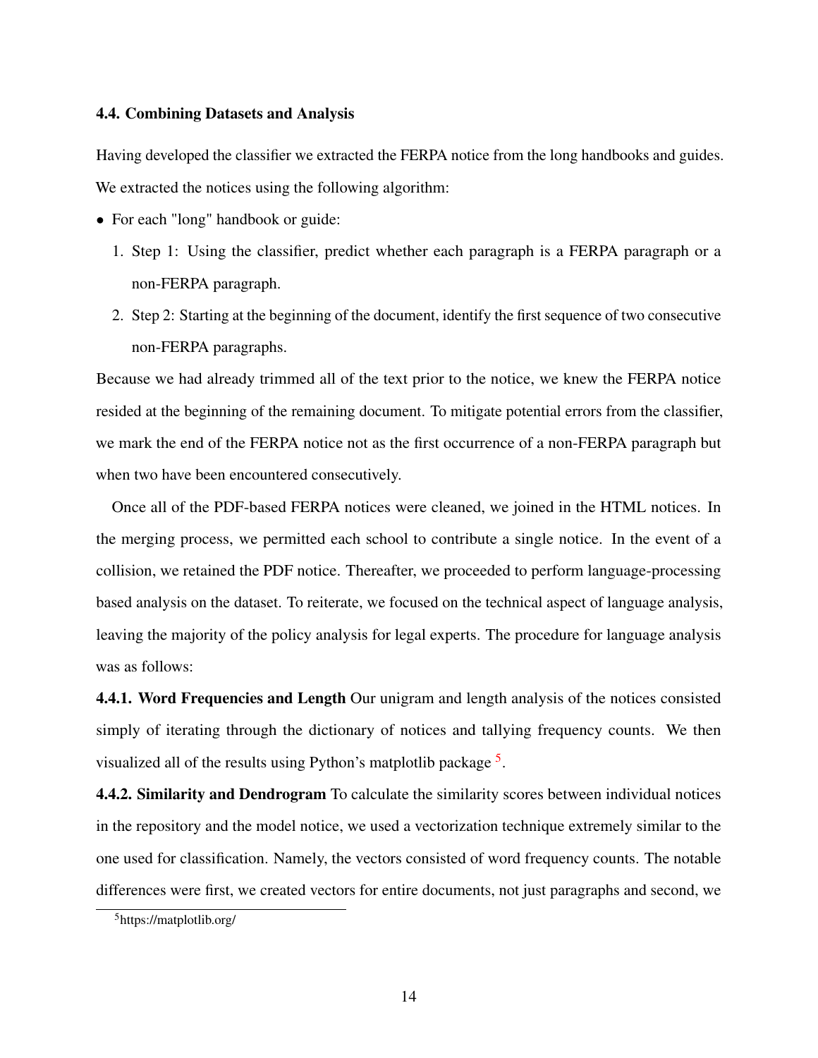### 4.4. Combining Datasets and Analysis

Having developed the classifier we extracted the FERPA notice from the long handbooks and guides. We extracted the notices using the following algorithm:

- For each "long" handbook or guide:
  1. Step 1: Using the classifier, predict whether each paragraph is a FERPA paragraph or a non-FERPA paragraph.
  2. Step 2: Starting at the beginning of the document, identify the first sequence of two consecutive non-FERPA paragraphs.

Because we had already trimmed all of the text prior to the notice, we knew the FERPA notice resided at the beginning of the remaining document. To mitigate potential errors from the classifier, we mark the end of the FERPA notice not as the first occurrence of a non-FERPA paragraph but when two have been encountered consecutively.

Once all of the PDF-based FERPA notices were cleaned, we joined in the HTML notices. In the merging process, we permitted each school to contribute a single notice. In the event of a collision, we retained the PDF notice. Thereafter, we proceeded to perform language-processing based analysis on the dataset. To reiterate, we focused on the technical aspect of language analysis, leaving the majority of the policy analysis for legal experts. The procedure for language analysis was as follows:

**4.4.1. Word Frequencies and Length** Our unigram and length analysis of the notices consisted simply of iterating through the dictionary of notices and tallying frequency counts. We then visualized all of the results using Python's matplotlib package [5].

**4.4.2. Similarity and Dendrogram** To calculate the similarity scores between individual notices in the repository and the model notice, we used a vectorization technique extremely similar to the one used for classification. Namely, the vectors consisted of word frequency counts. The notable differences were first, we created vectors for entire documents, not just paragraphs and second, we

[5] https://matplotlib.org/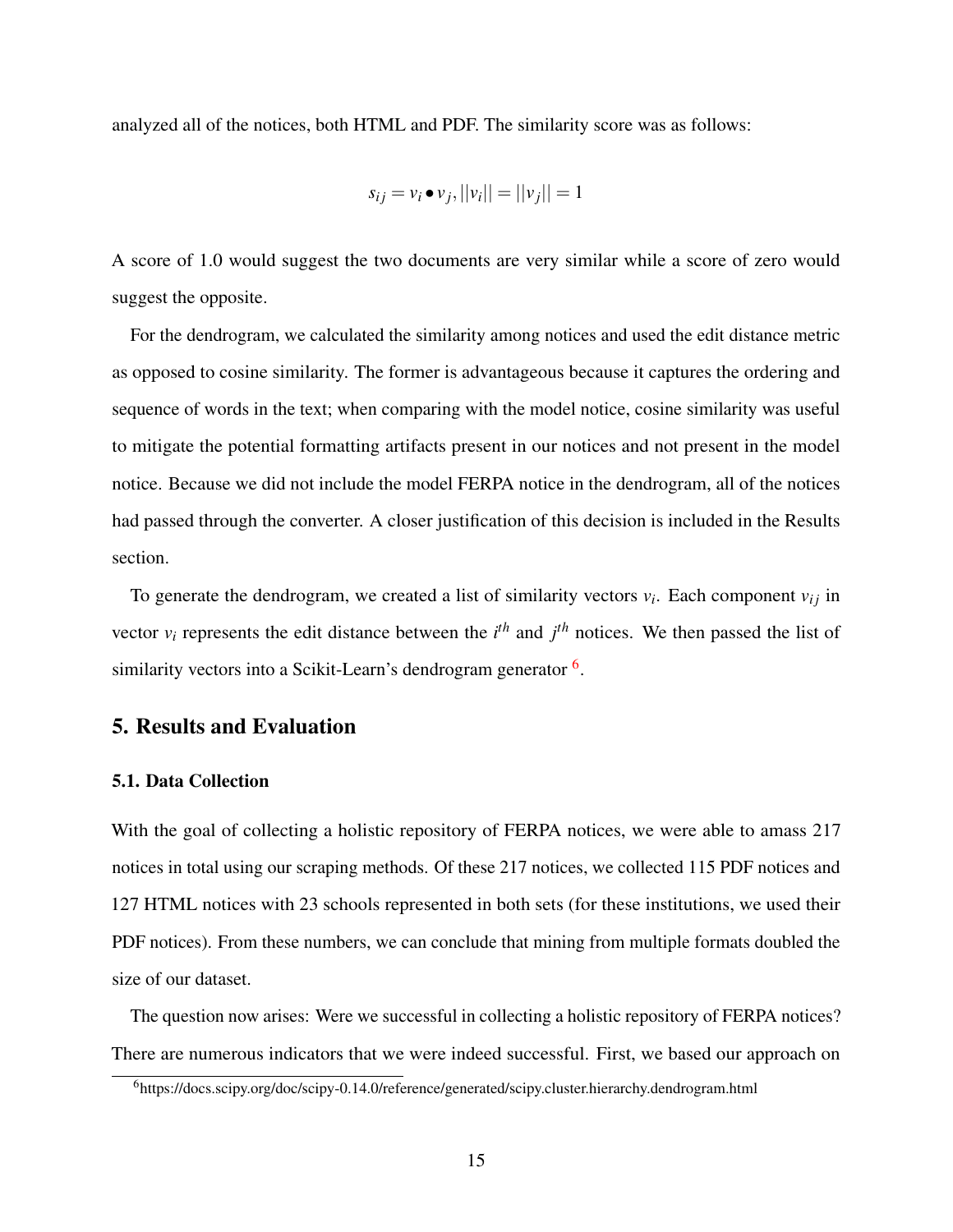analyzed all of the notices, both HTML and PDF. The similarity score was as follows:

$$s_{ij} = v_i \bullet v_j, ||v_i|| = ||v_j|| = 1$$

A score of 1.0 would suggest the two documents are very similar while a score of zero would suggest the opposite.

For the dendrogram, we calculated the similarity among notices and used the edit distance metric as opposed to cosine similarity. The former is advantageous because it captures the ordering and sequence of words in the text; when comparing with the model notice, cosine similarity was useful to mitigate the potential formatting artifacts present in our notices and not present in the model notice. Because we did not include the model FERPA notice in the dendrogram, all of the notices had passed through the converter. A closer justification of this decision is included in the Results section.

To generate the dendrogram, we created a list of similarity vectors $v_i$. Each component $v_{ij}$ in vector $v_i$ represents the edit distance between the $i^{th}$ and $j^{th}$ notices. We then passed the list of similarity vectors into a Scikit-Learn's dendrogram generator [6].

## 5. Results and Evaluation

### 5.1. Data Collection

With the goal of collecting a holistic repository of FERPA notices, we were able to amass 217 notices in total using our scraping methods. Of these 217 notices, we collected 115 PDF notices and 127 HTML notices with 23 schools represented in both sets (for these institutions, we used their PDF notices). From these numbers, we can conclude that mining from multiple formats doubled the size of our dataset.

The question now arises: Were we successful in collecting a holistic repository of FERPA notices? There are numerous indicators that we were indeed successful. First, we based our approach on

[6] https://docs.scipy.org/doc/scipy-0.14.0/reference/generated/scipy.cluster.hierarchy.dendrogram.html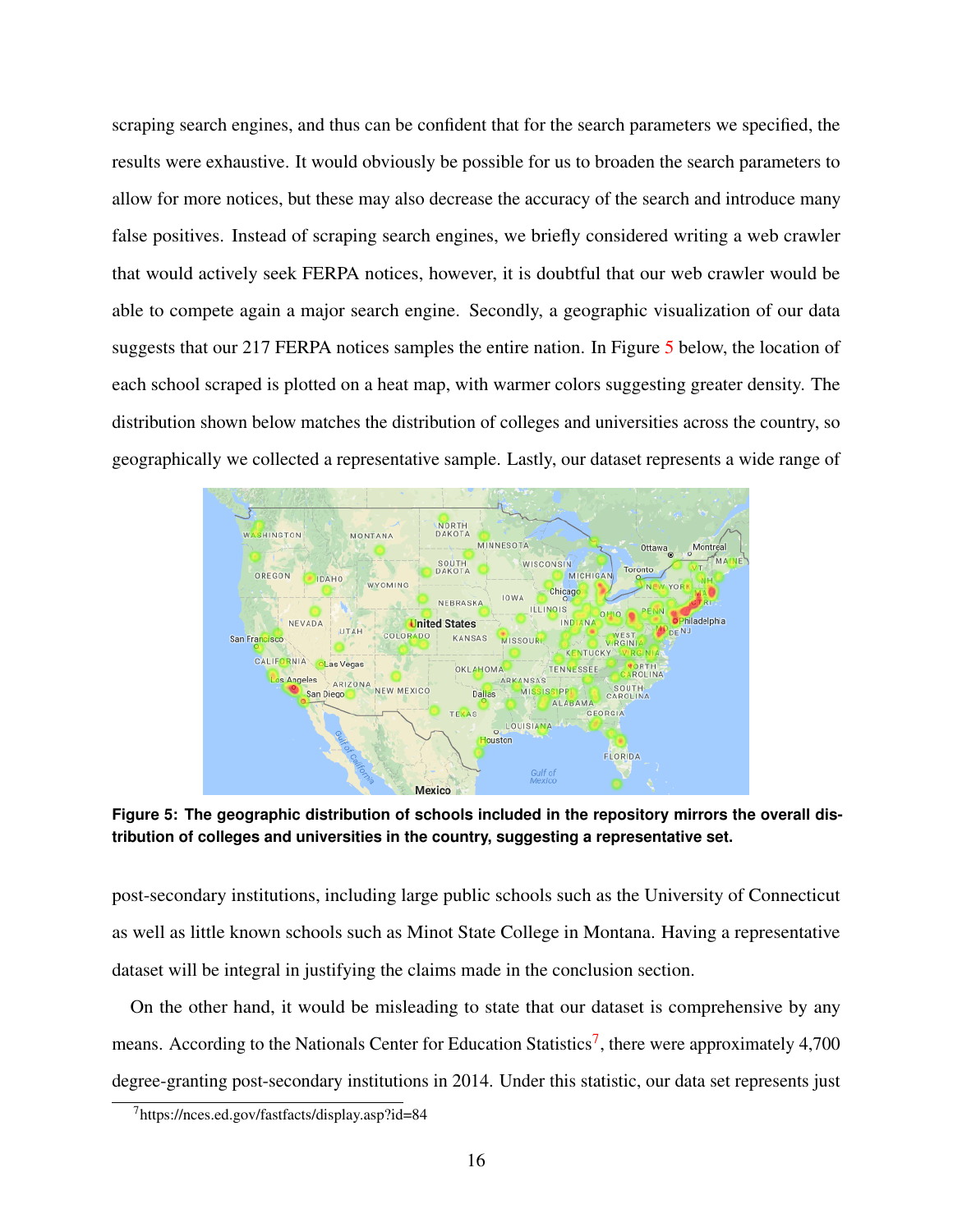scraping search engines, and thus can be confident that for the search parameters we specified, the results were exhaustive. It would obviously be possible for us to broaden the search parameters to allow for more notices, but these may also decrease the accuracy of the search and introduce many false positives. Instead of scraping search engines, we briefly considered writing a web crawler that would actively seek FERPA notices, however, it is doubtful that our web crawler would be able to compete again a major search engine. Secondly, a geographic visualization of our data suggests that our 217 FERPA notices samples the entire nation. In Figure 5 below, the location of each school scraped is plotted on a heat map, with warmer colors suggesting greater density. The distribution shown below matches the distribution of colleges and universities across the country, so geographically we collected a representative sample. Lastly, our dataset represents a wide range of

**Figure 5: The geographic distribution of schools included in the repository mirrors the overall distribution of colleges and universities in the country, suggesting a representative set.**

post-secondary institutions, including large public schools such as the University of Connecticut as well as little known schools such as Minot State College in Montana. Having a representative dataset will be integral in justifying the claims made in the conclusion section.

On the other hand, it would be misleading to state that our dataset is comprehensive by any means. According to the Nationals Center for Education Statistics[7], there were approximately 4,700 degree-granting post-secondary institutions in 2014. Under this statistic, our data set represents just

[7] https://nces.ed.gov/fastfacts/display.asp?id=84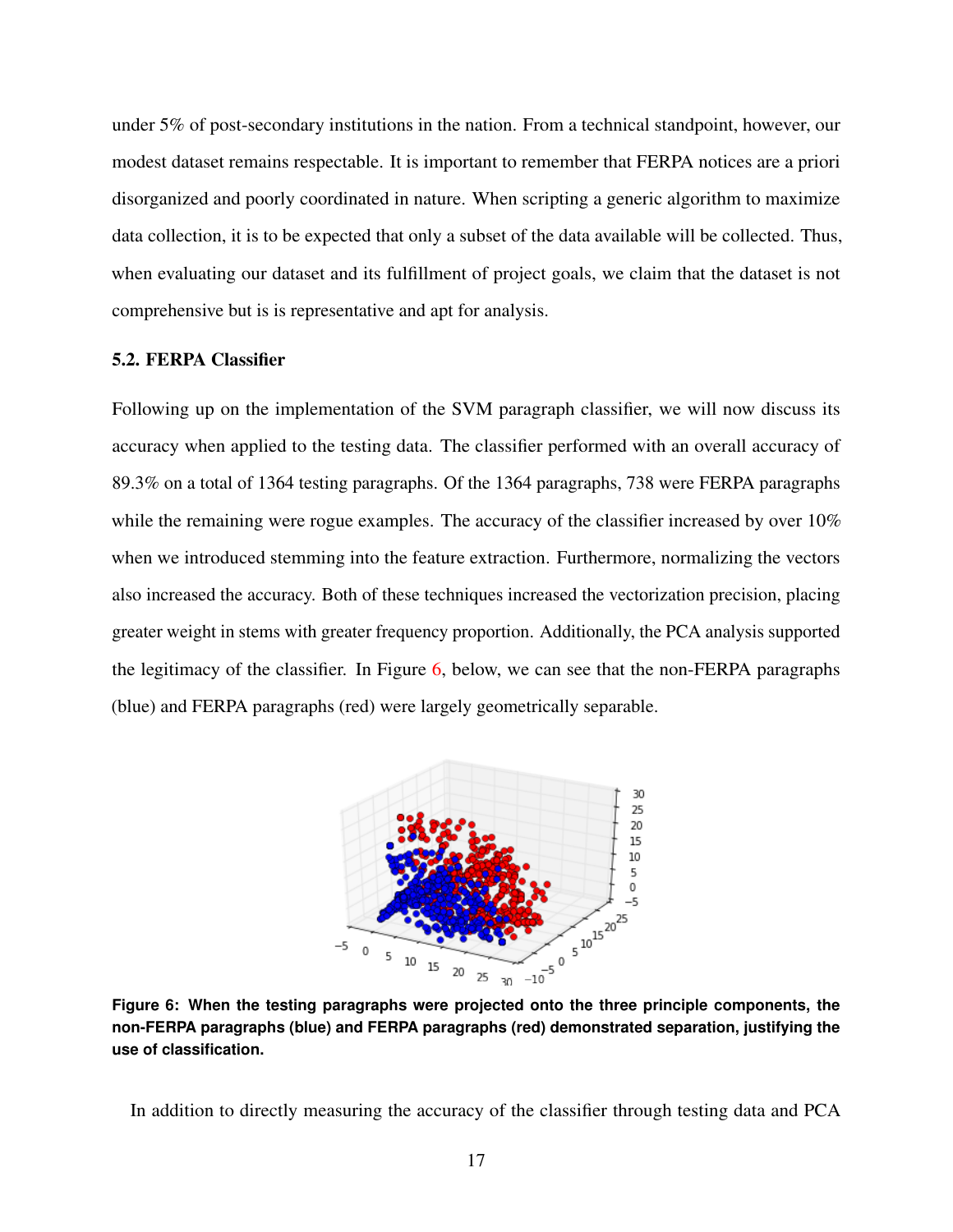under 5% of post-secondary institutions in the nation. From a technical standpoint, however, our modest dataset remains respectable. It is important to remember that FERPA notices are a priori disorganized and poorly coordinated in nature. When scripting a generic algorithm to maximize data collection, it is to be expected that only a subset of the data available will be collected. Thus, when evaluating our dataset and its fulfillment of project goals, we claim that the dataset is not comprehensive but is is representative and apt for analysis.

### 5.2. FERPA Classifier

Following up on the implementation of the SVM paragraph classifier, we will now discuss its accuracy when applied to the testing data. The classifier performed with an overall accuracy of 89.3% on a total of 1364 testing paragraphs. Of the 1364 paragraphs, 738 were FERPA paragraphs while the remaining were rogue examples. The accuracy of the classifier increased by over 10% when we introduced stemming into the feature extraction. Furthermore, normalizing the vectors also increased the accuracy. Both of these techniques increased the vectorization precision, placing greater weight in stems with greater frequency proportion. Additionally, the PCA analysis supported the legitimacy of the classifier. In Figure 6, below, we can see that the non-FERPA paragraphs (blue) and FERPA paragraphs (red) were largely geometrically separable.

**Figure 6: When the testing paragraphs were projected onto the three principle components, the non-FERPA paragraphs (blue) and FERPA paragraphs (red) demonstrated separation, justifying the use of classification.**

In addition to directly measuring the accuracy of the classifier through testing data and PCA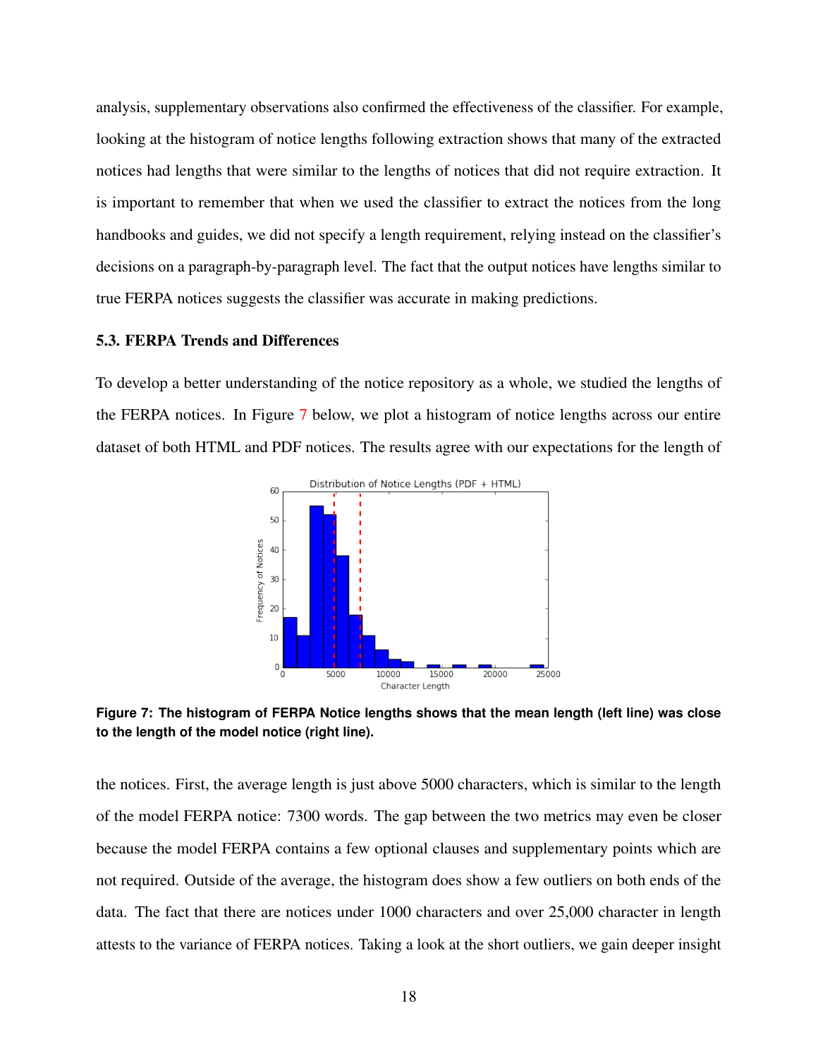analysis, supplementary observations also confirmed the effectiveness of the classifier. For example, looking at the histogram of notice lengths following extraction shows that many of the extracted notices had lengths that were similar to the lengths of notices that did not require extraction. It is important to remember that when we used the classifier to extract the notices from the long handbooks and guides, we did not specify a length requirement, relying instead on the classifier's decisions on a paragraph-by-paragraph level. The fact that the output notices have lengths similar to true FERPA notices suggests the classifier was accurate in making predictions.

### 5.3. FERPA Trends and Differences

To develop a better understanding of the notice repository as a whole, we studied the lengths of the FERPA notices. In Figure 7 below, we plot a histogram of notice lengths across our entire dataset of both HTML and PDF notices. The results agree with our expectations for the length of

**Figure 7: The histogram of FERPA Notice lengths shows that the mean length (left line) was close to the length of the model notice (right line).**

the notices. First, the average length is just above 5000 characters, which is similar to the length of the model FERPA notice: 7300 words. The gap between the two metrics may even be closer because the model FERPA contains a few optional clauses and supplementary points which are not required. Outside of the average, the histogram does show a few outliers on both ends of the data. The fact that there are notices under 1000 characters and over 25,000 character in length attests to the variance of FERPA notices. Taking a look at the short outliers, we gain deeper insight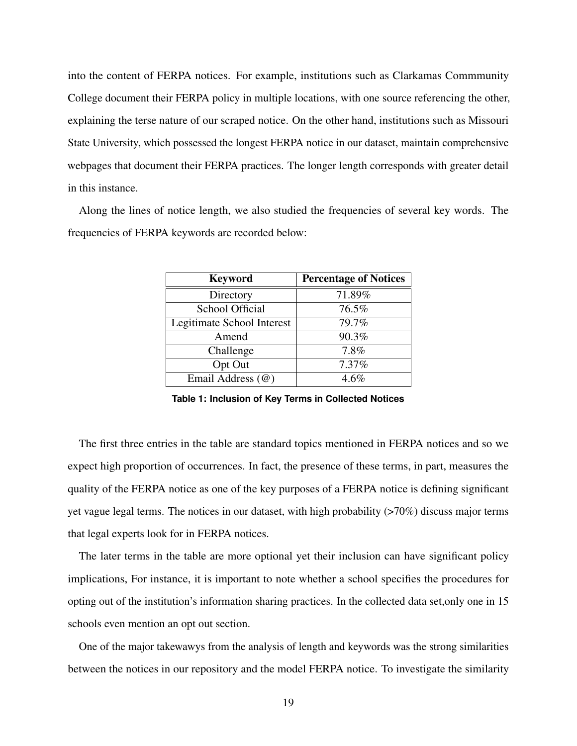into the content of FERPA notices. For example, institutions such as Clarkamas Commmunity College document their FERPA policy in multiple locations, with one source referencing the other, explaining the terse nature of our scraped notice. On the other hand, institutions such as Missouri State University, which possessed the longest FERPA notice in our dataset, maintain comprehensive webpages that document their FERPA practices. The longer length corresponds with greater detail in this instance.

Along the lines of notice length, we also studied the frequencies of several key words. The frequencies of FERPA keywords are recorded below:

| Keyword | Percentage of Notices |
|---|---|
| Directory | 71.89% |
| School Official | 76.5% |
| Legitimate School Interest | 79.7% |
| Amend | 90.3% |
| Challenge | 7.8% |
| Opt Out | 7.37% |
| Email Address (@) | 4.6% |

**Table 1: Inclusion of Key Terms in Collected Notices**

The first three entries in the table are standard topics mentioned in FERPA notices and so we expect high proportion of occurrences. In fact, the presence of these terms, in part, measures the quality of the FERPA notice as one of the key purposes of a FERPA notice is defining significant yet vague legal terms. The notices in our dataset, with high probability (>70%) discuss major terms that legal experts look for in FERPA notices.

The later terms in the table are more optional yet their inclusion can have significant policy implications, For instance, it is important to note whether a school specifies the procedures for opting out of the institution's information sharing practices. In the collected data set,only one in 15 schools even mention an opt out section.

One of the major takewawys from the analysis of length and keywords was the strong similarities between the notices in our repository and the model FERPA notice. To investigate the similarity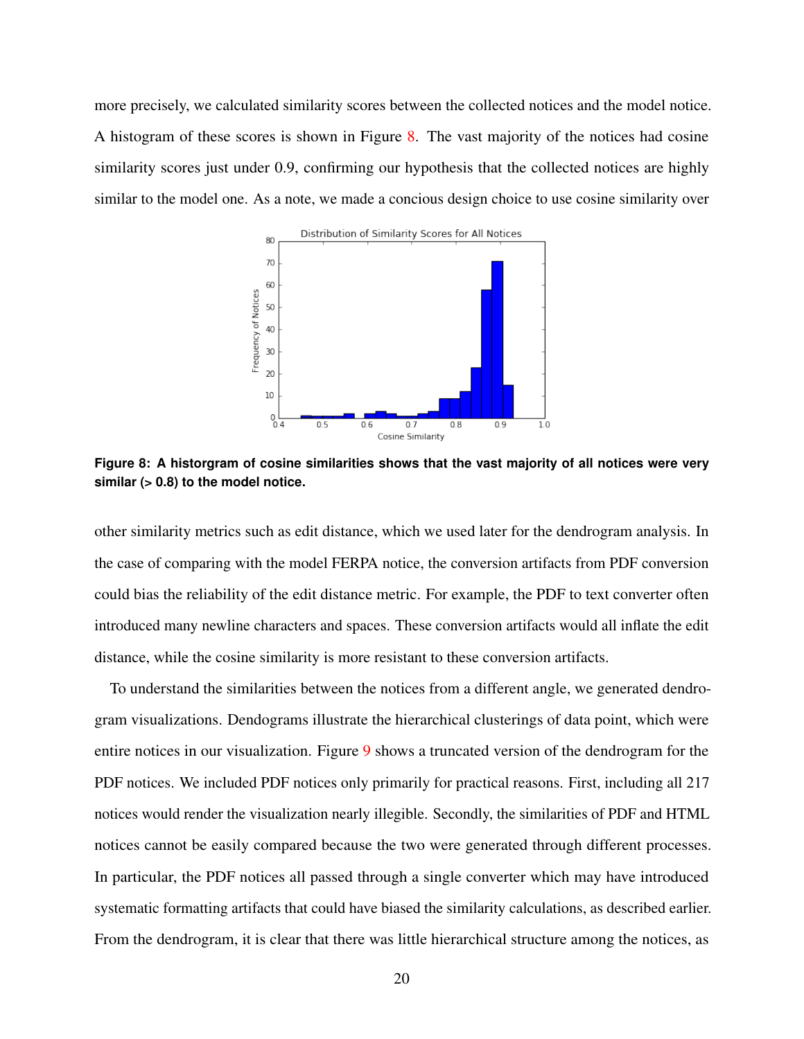more precisely, we calculated similarity scores between the collected notices and the model notice. A histogram of these scores is shown in Figure 8. The vast majority of the notices had cosine similarity scores just under 0.9, confirming our hypothesis that the collected notices are highly similar to the model one. As a note, we made a concious design choice to use cosine similarity over

**Figure 8: A historgram of cosine similarities shows that the vast majority of all notices were very similar (> 0.8) to the model notice.**

other similarity metrics such as edit distance, which we used later for the dendrogram analysis. In the case of comparing with the model FERPA notice, the conversion artifacts from PDF conversion could bias the reliability of the edit distance metric. For example, the PDF to text converter often introduced many newline characters and spaces. These conversion artifacts would all inflate the edit distance, while the cosine similarity is more resistant to these conversion artifacts.

To understand the similarities between the notices from a different angle, we generated dendrogram visualizations. Dendograms illustrate the hierarchical clusterings of data point, which were entire notices in our visualization. Figure 9 shows a truncated version of the dendrogram for the PDF notices. We included PDF notices only primarily for practical reasons. First, including all 217 notices would render the visualization nearly illegible. Secondly, the similarities of PDF and HTML notices cannot be easily compared because the two were generated through different processes. In particular, the PDF notices all passed through a single converter which may have introduced systematic formatting artifacts that could have biased the similarity calculations, as described earlier. From the dendrogram, it is clear that there was little hierarchical structure among the notices, as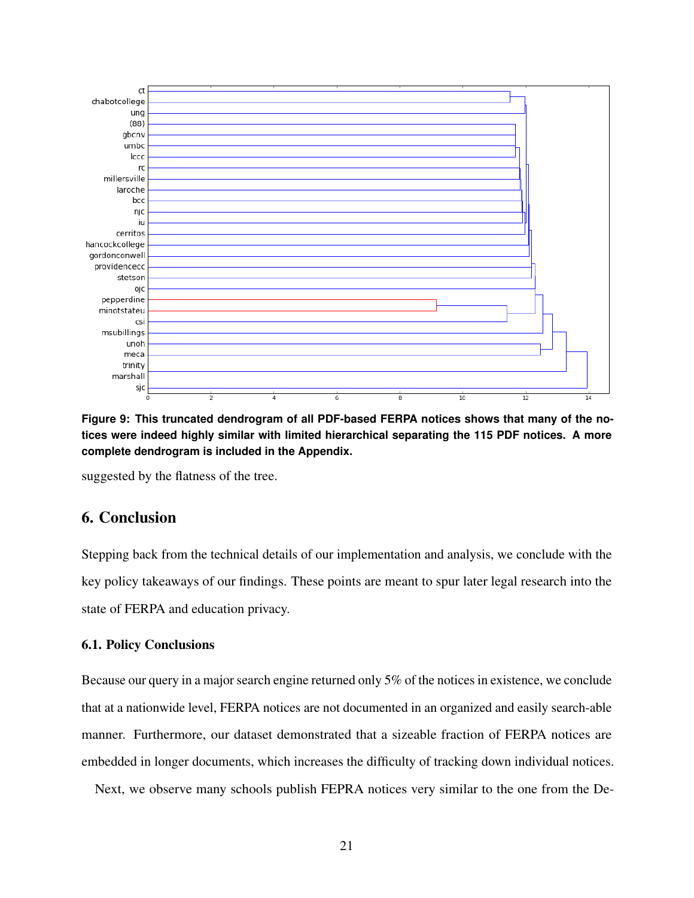**Figure 9: This truncated dendrogram of all PDF-based FERPA notices shows that many of the notices were indeed highly similar with limited hierarchical separating the 115 PDF notices. A more complete dendrogram is included in the Appendix.**

suggested by the flatness of the tree.

# 6. Conclusion

Stepping back from the technical details of our implementation and analysis, we conclude with the key policy takeaways of our findings. These points are meant to spur later legal research into the state of FERPA and education privacy.

## 6.1. Policy Conclusions

Because our query in a major search engine returned only 5% of the notices in existence, we conclude that at a nationwide level, FERPA notices are not documented in an organized and easily search-able manner. Furthermore, our dataset demonstrated that a sizeable fraction of FERPA notices are embedded in longer documents, which increases the difficulty of tracking down individual notices.

Next, we observe many schools publish FEPRA notices very similar to the one from the De-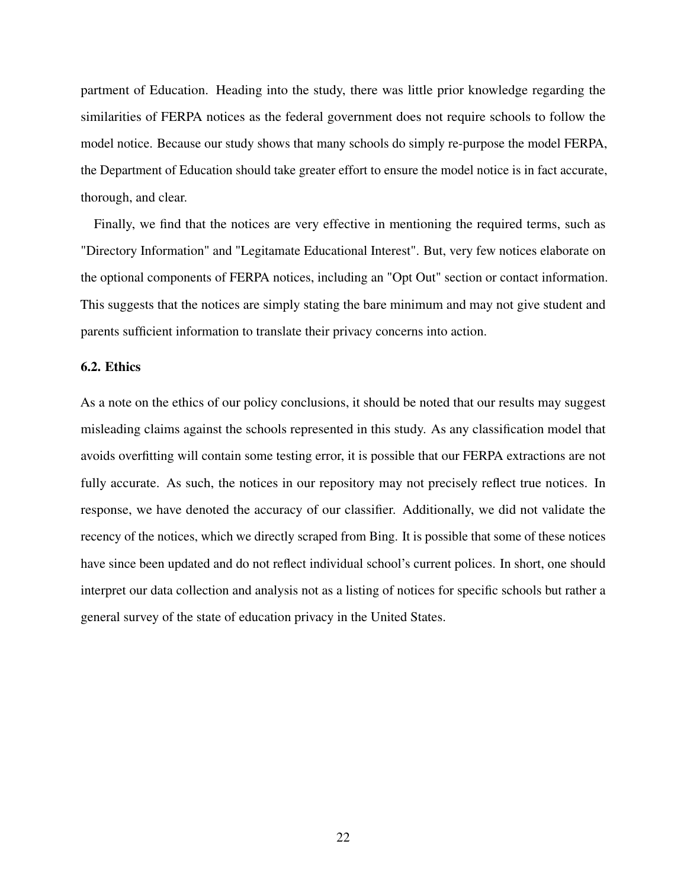partment of Education. Heading into the study, there was little prior knowledge regarding the similarities of FERPA notices as the federal government does not require schools to follow the model notice. Because our study shows that many schools do simply re-purpose the model FERPA, the Department of Education should take greater effort to ensure the model notice is in fact accurate, thorough, and clear.

Finally, we find that the notices are very effective in mentioning the required terms, such as "Directory Information" and "Legitamate Educational Interest". But, very few notices elaborate on the optional components of FERPA notices, including an "Opt Out" section or contact information. This suggests that the notices are simply stating the bare minimum and may not give student and parents sufficient information to translate their privacy concerns into action.

### 6.2. Ethics

As a note on the ethics of our policy conclusions, it should be noted that our results may suggest misleading claims against the schools represented in this study. As any classification model that avoids overfitting will contain some testing error, it is possible that our FERPA extractions are not fully accurate. As such, the notices in our repository may not precisely reflect true notices. In response, we have denoted the accuracy of our classifier. Additionally, we did not validate the recency of the notices, which we directly scraped from Bing. It is possible that some of these notices have since been updated and do not reflect individual school's current polices. In short, one should interpret our data collection and analysis not as a listing of notices for specific schools but rather a general survey of the state of education privacy in the United States.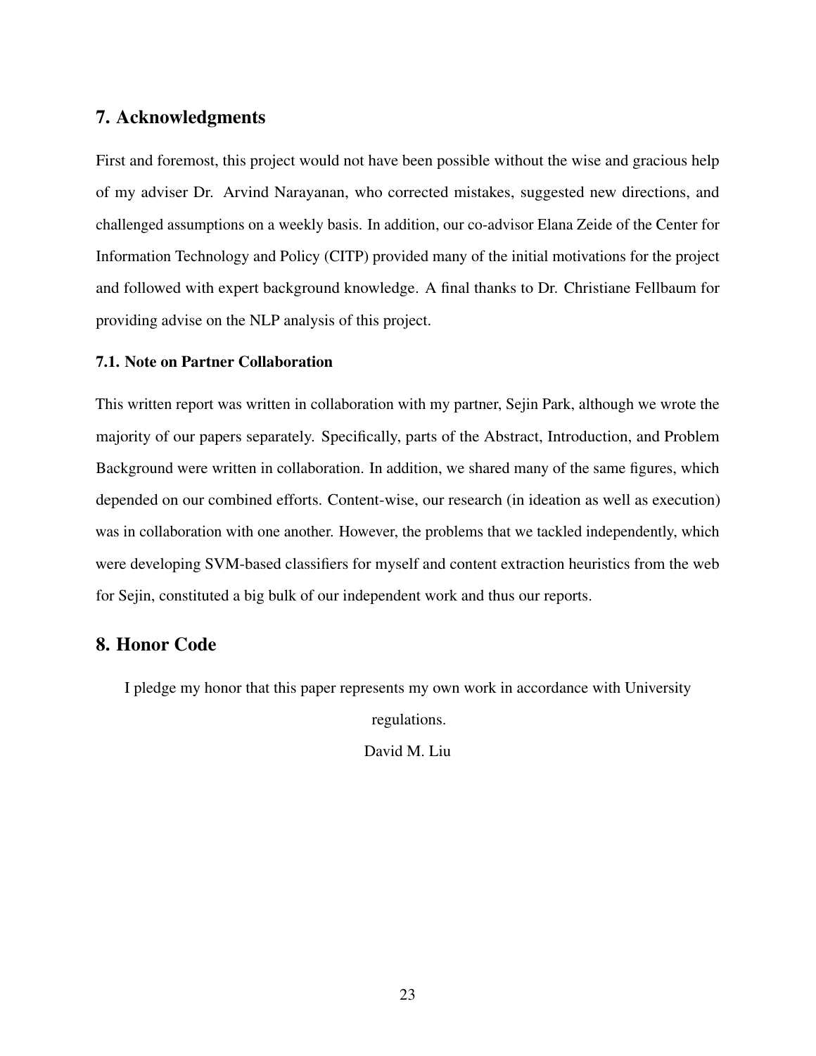## 7. Acknowledgments

First and foremost, this project would not have been possible without the wise and gracious help of my adviser Dr. Arvind Narayanan, who corrected mistakes, suggested new directions, and challenged assumptions on a weekly basis. In addition, our co-advisor Elana Zeide of the Center for Information Technology and Policy (CITP) provided many of the initial motivations for the project and followed with expert background knowledge. A final thanks to Dr. Christiane Fellbaum for providing advise on the NLP analysis of this project.

### 7.1. Note on Partner Collaboration

This written report was written in collaboration with my partner, Sejin Park, although we wrote the majority of our papers separately. Specifically, parts of the Abstract, Introduction, and Problem Background were written in collaboration. In addition, we shared many of the same figures, which depended on our combined efforts. Content-wise, our research (in ideation as well as execution) was in collaboration with one another. However, the problems that we tackled independently, which were developing SVM-based classifiers for myself and content extraction heuristics from the web for Sejin, constituted a big bulk of our independent work and thus our reports.

## 8. Honor Code

I pledge my honor that this paper represents my own work in accordance with University regulations.

David M. Liu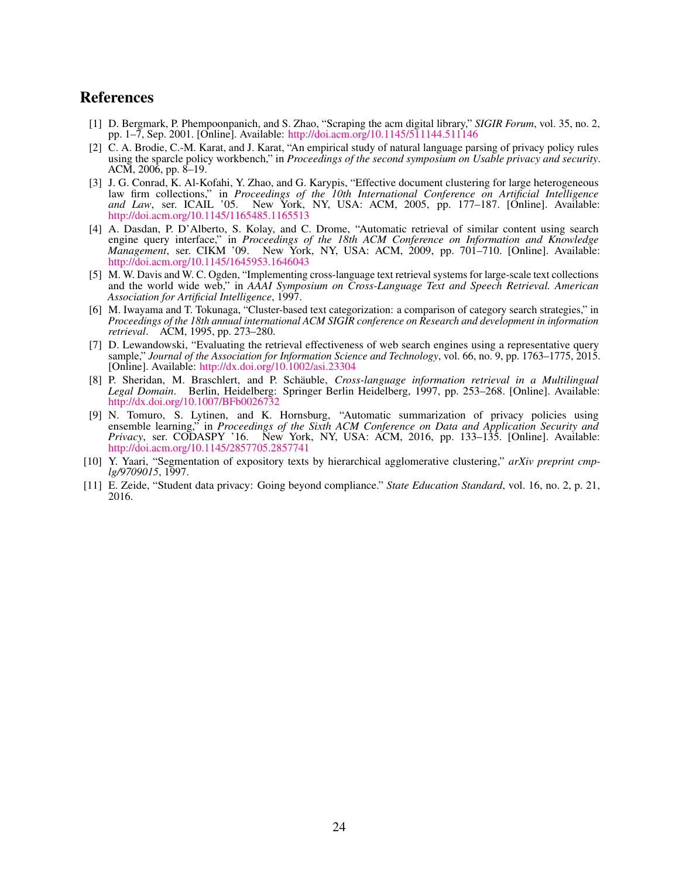# References

[1] D. Bergmark, P. Phempoonpanich, and S. Zhao, "Scraping the acm digital library," *SIGIR Forum*, vol. 35, no. 2, pp. 1–7, Sep. 2001. [Online]. Available: http://doi.acm.org/10.1145/511144.511146

[2] C. A. Brodie, C.-M. Karat, and J. Karat, "An empirical study of natural language parsing of privacy policy rules using the sparcle policy workbench," in *Proceedings of the second symposium on Usable privacy and security*. ACM, 2006, pp. 8–19.

[3] J. G. Conrad, K. Al-Kofahi, Y. Zhao, and G. Karypis, "Effective document clustering for large heterogeneous law firm collections," in *Proceedings of the 10th International Conference on Artificial Intelligence and Law*, ser. ICAIL '05. New York, NY, USA: ACM, 2005, pp. 177–187. [Online]. Available: http://doi.acm.org/10.1145/1165485.1165513

[4] A. Dasdan, P. D'Alberto, S. Kolay, and C. Drome, "Automatic retrieval of similar content using search engine query interface," in *Proceedings of the 18th ACM Conference on Information and Knowledge Management*, ser. CIKM '09. New York, NY, USA: ACM, 2009, pp. 701–710. [Online]. Available: http://doi.acm.org/10.1145/1645953.1646043

[5] M. W. Davis and W. C. Ogden, "Implementing cross-language text retrieval systems for large-scale text collections and the world wide web," in *AAAI Symposium on Cross-Language Text and Speech Retrieval. American Association for Artificial Intelligence*, 1997.

[6] M. Iwayama and T. Tokunaga, "Cluster-based text categorization: a comparison of category search strategies," in *Proceedings of the 18th annual international ACM SIGIR conference on Research and development in information retrieval*. ACM, 1995, pp. 273–280.

[7] D. Lewandowski, "Evaluating the retrieval effectiveness of web search engines using a representative query sample," *Journal of the Association for Information Science and Technology*, vol. 66, no. 9, pp. 1763–1775, 2015. [Online]. Available: http://dx.doi.org/10.1002/asi.23304

[8] P. Sheridan, M. Braschlert, and P. Schäuble, *Cross-language information retrieval in a Multilingual Legal Domain*. Berlin, Heidelberg: Springer Berlin Heidelberg, 1997, pp. 253–268. [Online]. Available: http://dx.doi.org/10.1007/BFb0026732

[9] N. Tomuro, S. Lytinen, and K. Hornsburg, "Automatic summarization of privacy policies using ensemble learning," in *Proceedings of the Sixth ACM Conference on Data and Application Security and Privacy*, ser. CODASPY '16. New York, NY, USA: ACM, 2016, pp. 133–135. [Online]. Available: http://doi.acm.org/10.1145/2857705.2857741

[10] Y. Yaari, "Segmentation of expository texts by hierarchical agglomerative clustering," *arXiv preprint cmp-lg/9709015*, 1997.

[11] E. Zeide, "Student data privacy: Going beyond compliance." *State Education Standard*, vol. 16, no. 2, p. 21, 2016.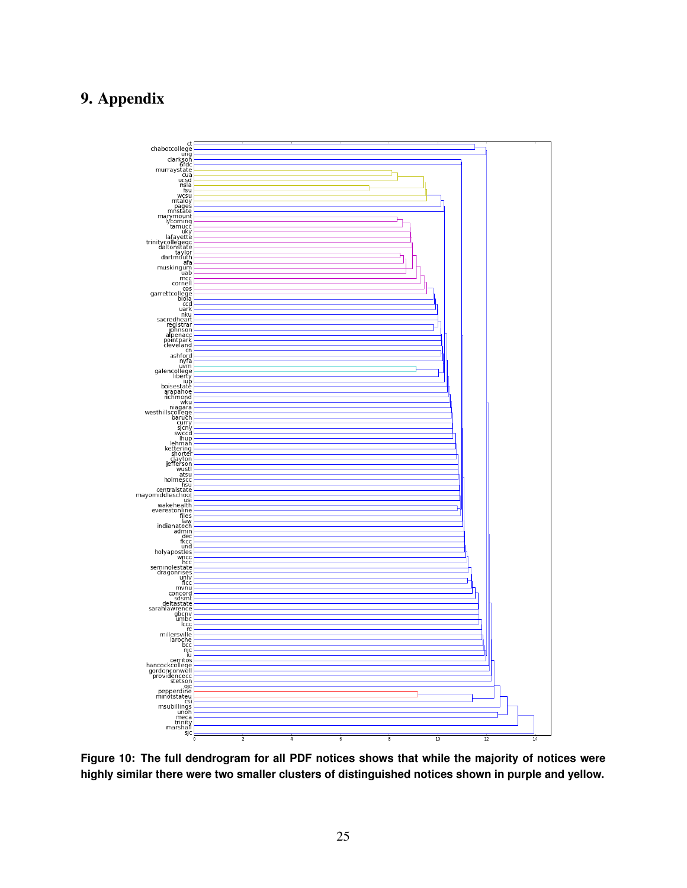# 9. Appendix

**Figure 10: The full dendrogram for all PDF notices shows that while the majority of notices were highly similar there were two smaller clusters of distinguished notices shown in purple and yellow.**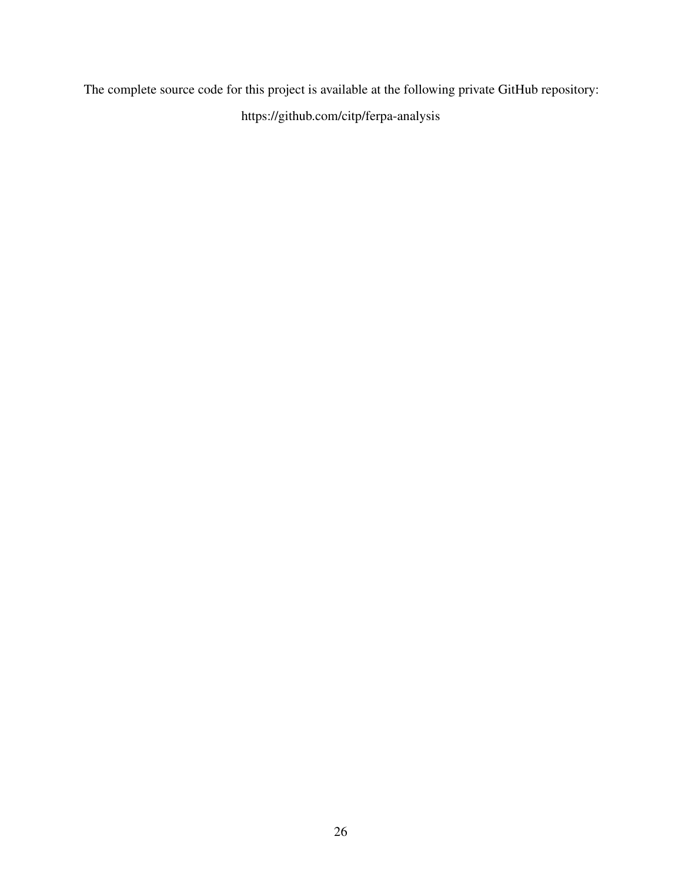The complete source code for this project is available at the following private GitHub repository:

https://github.com/citp/ferpa-analysis